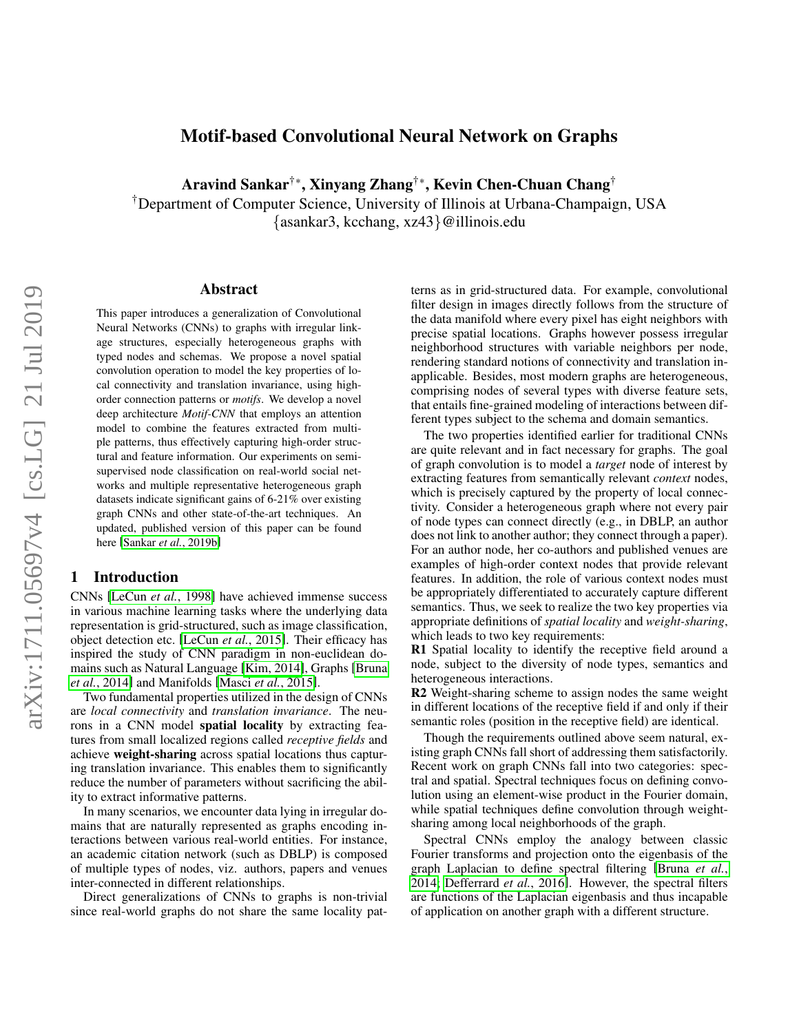# Motif-based Convolutional Neural Network on Graphs

**Aravind Sankar[†∗], Xinyang Zhang[†∗], Kevin Chen-Chuan Chang[†]**

[†]Department of Computer Science, University of Illinois at Urbana-Champaign, USA
{asankar3, kcchang, xz43}@illinois.edu

## Abstract

This paper introduces a generalization of Convolutional Neural Networks (CNNs) to graphs with irregular linkage structures, especially heterogeneous graphs with typed nodes and schemas. We propose a novel spatial convolution operation to model the key properties of local connectivity and translation invariance, using high-order connection patterns or *motifs*. We develop a novel deep architecture *Motif-CNN* that employs an attention model to combine the features extracted from multiple patterns, thus effectively capturing high-order structural and feature information. Our experiments on semi-supervised node classification on real-world social networks and multiple representative heterogeneous graph datasets indicate significant gains of 6-21% over existing graph CNNs and other state-of-the-art techniques. An updated, published version of this paper can be found here [Sankar *et al.*, 2019b]

## 1 Introduction

CNNs [LeCun *et al.*, 1998] have achieved immense success in various machine learning tasks where the underlying data representation is grid-structured, such as image classification, object detection etc. [LeCun *et al.*, 2015]. Their efficacy has inspired the study of CNN paradigm in non-euclidean domains such as Natural Language [Kim, 2014], Graphs [Bruna *et al.*, 2014] and Manifolds [Masci *et al.*, 2015].

Two fundamental properties utilized in the design of CNNs are *local connectivity* and *translation invariance*. The neurons in a CNN model **spatial locality** by extracting features from small localized regions called *receptive fields* and achieve **weight-sharing** across spatial locations thus capturing translation invariance. This enables them to significantly reduce the number of parameters without sacrificing the ability to extract informative patterns.

In many scenarios, we encounter data lying in irregular domains that are naturally represented as graphs encoding interactions between various real-world entities. For instance, an academic citation network (such as DBLP) is composed of multiple types of nodes, viz. authors, papers and venues inter-connected in different relationships.

Direct generalizations of CNNs to graphs is non-trivial since real-world graphs do not share the same locality patterns as in grid-structured data. For example, convolutional filter design in images directly follows from the structure of the data manifold where every pixel has eight neighbors with precise spatial locations. Graphs however possess irregular neighborhood structures with variable neighbors per node, rendering standard notions of connectivity and translation inapplicable. Besides, most modern graphs are heterogeneous, comprising nodes of several types with diverse feature sets, that entails fine-grained modeling of interactions between different types subject to the schema and domain semantics.

The two properties identified earlier for traditional CNNs are quite relevant and in fact necessary for graphs. The goal of graph convolution is to model a *target* node of interest by extracting features from semantically relevant *context* nodes, which is precisely captured by the property of local connectivity. Consider a heterogeneous graph where not every pair of node types can connect directly (e.g., in DBLP, an author does not link to another author; they connect through a paper). For an author node, her co-authors and published venues are examples of high-order context nodes that provide relevant features. In addition, the role of various context nodes must be appropriately differentiated to accurately capture different semantics. Thus, we seek to realize the two key properties via appropriate definitions of *spatial locality* and *weight-sharing*, which leads to two key requirements:

**R1** Spatial locality to identify the receptive field around a node, subject to the diversity of node types, semantics and heterogeneous interactions.

**R2** Weight-sharing scheme to assign nodes the same weight in different locations of the receptive field if and only if their semantic roles (position in the receptive field) are identical.

Though the requirements outlined above seem natural, existing graph CNNs fall short of addressing them satisfactorily. Recent work on graph CNNs fall into two categories: spectral and spatial. Spectral techniques focus on defining convolution using an element-wise product in the Fourier domain, while spatial techniques define convolution through weight-sharing among local neighborhoods of the graph.

Spectral CNNs employ the analogy between classic Fourier transforms and projection onto the eigenbasis of the graph Laplacian to define spectral filtering [Bruna *et al.*, 2014; Defferrard *et al.*, 2016]. However, the spectral filters are functions of the Laplacian eigenbasis and thus incapable of application on another graph with a different structure.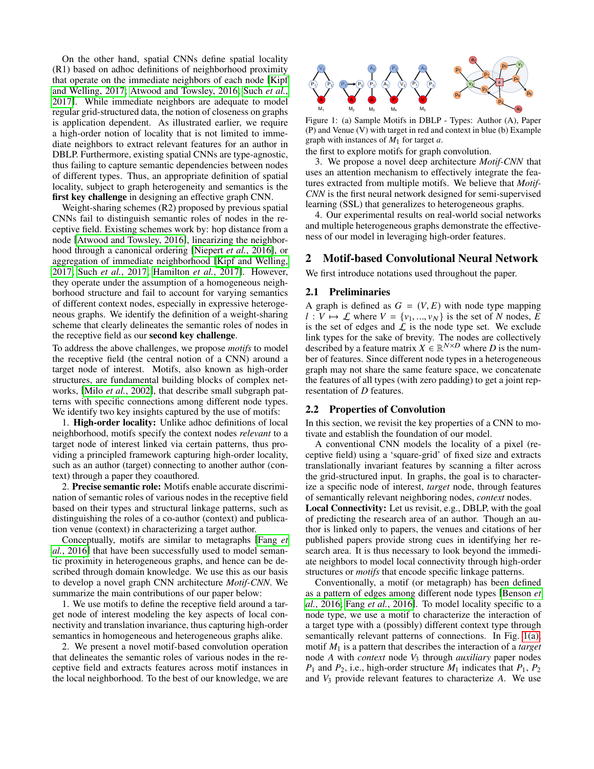On the other hand, spatial CNNs define spatial locality (R1) based on adhoc definitions of neighborhood proximity that operate on the immediate neighbors of each node [Kipf and Welling, 2017; Atwood and Towsley, 2016; Such *et al.*, 2017]. While immediate neighbors are adequate to model regular grid-structured data, the notion of closeness on graphs is application dependent. As illustrated earlier, we require a high-order notion of locality that is not limited to immediate neighbors to extract relevant features for an author in DBLP. Furthermore, existing spatial CNNs are type-agnostic, thus failing to capture semantic dependencies between nodes of different types. Thus, an appropriate definition of spatial locality, subject to graph heterogeneity and semantics is the **first key challenge** in designing an effective graph CNN.

Weight-sharing schemes (R2) proposed by previous spatial CNNs fail to distinguish semantic roles of nodes in the receptive field. Existing schemes work by: hop distance from a node [Atwood and Towsley, 2016], linearizing the neighborhood through a canonical ordering [Niepert *et al.*, 2016], or aggregation of immediate neighborhood [Kipf and Welling, 2017; Such *et al.*, 2017; Hamilton *et al.*, 2017]. However, they operate under the assumption of a homogeneous neighborhood structure and fail to account for varying semantics of different context nodes, especially in expressive heterogeneous graphs. We identify the definition of a weight-sharing scheme that clearly delineates the semantic roles of nodes in the receptive field as our **second key challenge**.

To address the above challenges, we propose *motifs* to model the receptive field (the central notion of a CNN) around a target node of interest. Motifs, also known as high-order structures, are fundamental building blocks of complex networks, [Milo *et al.*, 2002], that describe small subgraph patterns with specific connections among different node types. We identify two key insights captured by the use of motifs:

1. **High-order locality:** Unlike adhoc definitions of local neighborhood, motifs specify the context nodes *relevant* to a target node of interest linked via certain patterns, thus providing a principled framework capturing high-order locality, such as an author (target) connecting to another author (context) through a paper they coauthored.

2. **Precise semantic role:** Motifs enable accurate discrimination of semantic roles of various nodes in the receptive field based on their types and structural linkage patterns, such as distinguishing the roles of a co-author (context) and publication venue (context) in characterizing a target author.

Conceptually, motifs are similar to metagraphs [Fang *et al.*, 2016] that have been successfully used to model semantic proximity in heterogeneous graphs, and hence can be described through domain knowledge. We use this as our basis to develop a novel graph CNN architecture *Motif-CNN*. We summarize the main contributions of our paper below:

1. We use motifs to define the receptive field around a target node of interest modeling the key aspects of local connectivity and translation invariance, thus capturing high-order semantics in homogeneous and heterogeneous graphs alike.

2. We present a novel motif-based convolution operation that delineates the semantic roles of various nodes in the receptive field and extracts features across motif instances in the local neighborhood. To the best of our knowledge, we are the first to explore motifs for graph convolution.

3. We propose a novel deep architecture *Motif-CNN* that uses an attention mechanism to effectively integrate the features extracted from multiple motifs. We believe that *Motif-CNN* is the first neural network designed for semi-supervised learning (SSL) that generalizes to heterogeneous graphs.

4. Our experimental results on real-world social networks and multiple heterogeneous graphs demonstrate the effectiveness of our model in leveraging high-order features.

Figure 1: (a) Sample Motifs in DBLP - Types: Author (A), Paper (P) and Venue (V) with target in red and context in blue (b) Example graph with instances of $M_1$ for target $a$.

## 2 Motif-based Convolutional Neural Network

We first introduce notations used throughout the paper.

### 2.1 Preliminaries

A graph is defined as $G = (V, E)$ with node type mapping $l : V \mapsto \mathcal{L}$ where $V = \{v_1, ..., v_N\}$ is the set of $N$ nodes, $E$ is the set of edges and $\mathcal{L}$ is the node type set. We exclude link types for the sake of brevity. The nodes are collectively described by a feature matrix $X \in \mathbb{R}^{N \times D}$ where $D$ is the number of features. Since different node types in a heterogeneous graph may not share the same feature space, we concatenate the features of all types (with zero padding) to get a joint representation of $D$ features.

### 2.2 Properties of Convolution

In this section, we revisit the key properties of a CNN to motivate and establish the foundation of our model.

A conventional CNN models the locality of a pixel (receptive field) using a 'square-grid' of fixed size and extracts translationally invariant features by scanning a filter across the grid-structured input. In graphs, the goal is to characterize a specific node of interest, *target* node, through features of semantically relevant neighboring nodes, *context* nodes.

**Local Connectivity:** Let us revisit, e.g., DBLP, with the goal of predicting the research area of an author. Though an author is linked only to papers, the venues and citations of her published papers provide strong cues in identifying her research area. It is thus necessary to look beyond the immediate neighbors to model local connectivity through high-order structures or *motifs* that encode specific linkage patterns.

Conventionally, a motif (or metagraph) has been defined as a pattern of edges among different node types [Benson *et al.*, 2016; Fang *et al.*, 2016]. To model locality specific to a node type, we use a motif to characterize the interaction of a target type with a (possibly) different context type through semantically relevant patterns of connections. In Fig. 1(a), motif $M_1$ is a pattern that describes the interaction of a *target* node $A$ with *context* node $V_3$ through *auxiliary* paper nodes $P_1$ and $P_2$, i.e., high-order structure $M_1$ indicates that $P_1$, $P_2$ and $V_3$ provide relevant features to characterize $A$. We use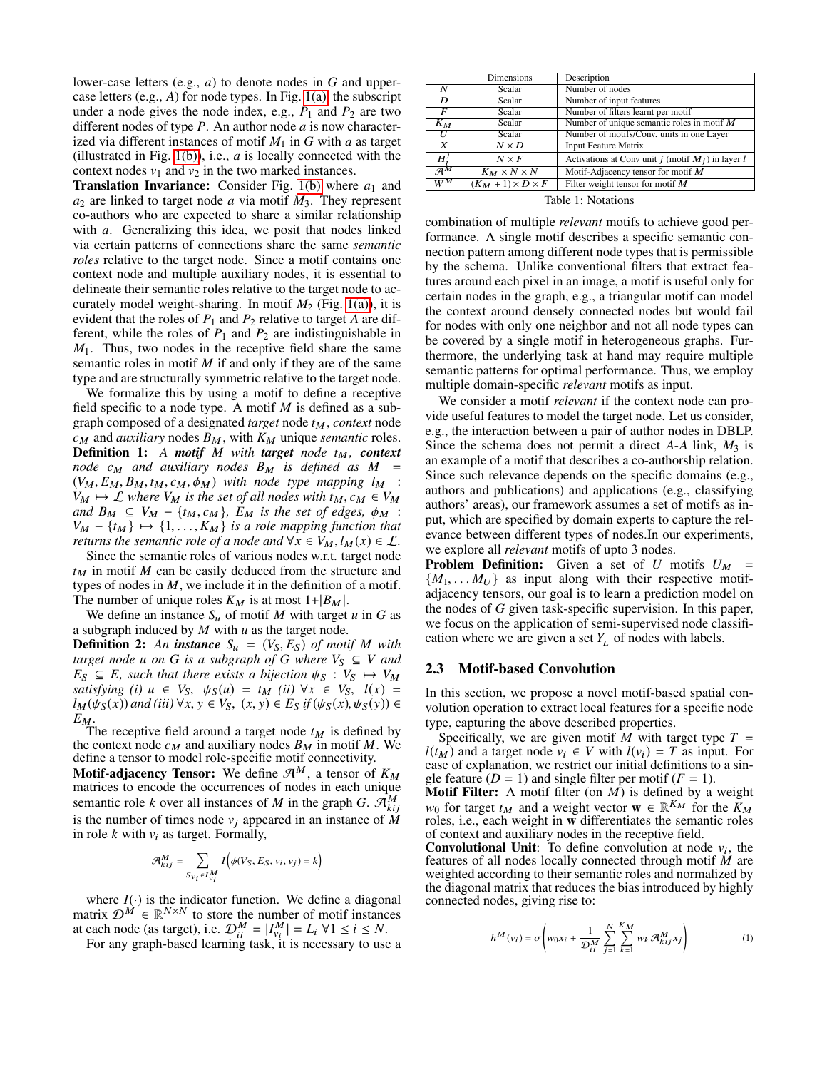lower-case letters (e.g., $a$) to denote nodes in $G$ and upper-case letters (e.g., $A$) for node types. In Fig. 1(a) the subscript under a node gives the node index, e.g., $P_1$ and $P_2$ are two different nodes of type $P$. An author node $a$ is now characterized via different instances of motif $M_1$ in $G$ with $a$ as target (illustrated in Fig. 1(b)), i.e., $a$ is locally connected with the context nodes $v_1$ and $v_2$ in the two marked instances.

**Translation Invariance:** Consider Fig. 1(b) where $a_1$ and $a_2$ are linked to target node $a$ via motif $M_3$. They represent co-authors who are expected to share a similar relationship with $a$. Generalizing this idea, we posit that nodes linked via certain patterns of connections share the same *semantic roles* relative to the target node. Since a motif contains one context node and multiple auxiliary nodes, it is essential to delineate their semantic roles relative to the target node to accurately model weight-sharing. In motif $M_2$ (Fig. 1(a)), it is evident that the roles of $P_1$ and $P_2$ relative to target $A$ are different, while the roles of $P_1$ and $P_2$ are indistinguishable in $M_1$. Thus, two nodes in the receptive field share the same semantic roles in motif $M$ if and only if they are of the same type and are structurally symmetric relative to the target node.

We formalize this by using a motif to define a receptive field specific to a node type. A motif $M$ is defined as a subgraph composed of a designated *target* node $t_M$, *context* node $c_M$ and *auxiliary* nodes $B_M$, with $K_M$ unique *semantic* roles.

**Definition 1:** *A **motif** $M$ with **target** node $t_M$, **context** node $c_M$ and auxiliary nodes $B_M$ is defined as $M = (V_M, E_M, B_M, t_M, c_M, \phi_M)$ with node type mapping $l_M : V_M \mapsto \mathcal{L}$ where $V_M$ is the set of all nodes with $t_M, c_M \in V_M$ and $B_M \subseteq V_M - \{t_M, c_M\}$, $E_M$ is the set of edges, $\phi_M : V_M - \{t_M\} \mapsto \{1, \ldots, K_M\}$ is a role mapping function that returns the semantic role of a node and $\forall x \in V_M, l_M(x) \in \mathcal{L}$.*

Since the semantic roles of various nodes w.r.t. target node $t_M$ in motif $M$ can be easily deduced from the structure and types of nodes in $M$, we include it in the definition of a motif. The number of unique roles $K_M$ is at most $1+|B_M|$.

We define an instance $S_u$ of motif $M$ with target $u$ in $G$ as a subgraph induced by $M$ with $u$ as the target node.

**Definition 2:** *An **instance** $S_u = (V_S, E_S)$ of motif $M$ with target node $u$ on $G$ is a subgraph of $G$ where $V_S \subseteq V$ and $E_S \subseteq E$, such that there exists a bijection $\psi_S : V_S \mapsto V_M$ satisfying (i) $u \in V_S$, $\psi_S(u) = t_M$ (ii) $\forall x \in V_S$, $l(x) = l_M(\psi_S(x))$ and (iii) $\forall x, y \in V_S$, $(x, y) \in E_S$ if $(\psi_S(x), \psi_S(y)) \in E_M$.*

The receptive field around a target node $t_M$ is defined by the context node $c_M$ and auxiliary nodes $B_M$ in motif $M$. We define a tensor to model role-specific motif connectivity.

**Motif-adjacency Tensor:** We define $\mathcal{A}^M$, a tensor of $K_M$ matrices to encode the occurrences of nodes in each unique semantic role $k$ over all instances of $M$ in the graph $G$. $\mathcal{A}^M_{kij}$ is the number of times node $v_j$ appeared in an instance of $M$ in role $k$ with $v_i$ as target. Formally,

$$\mathcal{A}^M_{kij} = \sum_{S_{v_i} \in I^M_{v_i}} I\Big(\phi(V_S, E_S, v_i, v_j) = k\Big)$$

where $I(\cdot)$ is the indicator function. We define a diagonal matrix $\mathcal{D}^M \in \mathbb{R}^{N \times N}$ to store the number of motif instances at each node (as target), i.e. $\mathcal{D}^M_{ii} = |I^M_{v_i}| = L_i \; \forall 1 \le i \le N$.

For any graph-based learning task, it is necessary to use a combination of multiple *relevant* motifs to achieve good performance. A single motif describes a specific semantic connection pattern among different node types that is permissible by the schema. Unlike conventional filters that extract features around each pixel in an image, a motif is useful only for certain nodes in the graph, e.g., a triangular motif can model the context around densely connected nodes but would fail for nodes with only one neighbor and not all node types can be covered by a single motif in heterogeneous graphs. Furthermore, the underlying task at hand may require multiple semantic patterns for optimal performance. Thus, we employ multiple domain-specific *relevant* motifs as input.

|  | Dimensions | Description |
|---|---|---|
| $N$ | Scalar | Number of nodes |
| $D$ | Scalar | Number of input features |
| $F$ | Scalar | Number of filters learnt per motif |
| $K_M$ | Scalar | Number of unique semantic roles in motif $M$ |
| $U$ | Scalar | Number of motifs/Conv. units in one Layer |
| $X$ | $N \times D$ | Input Feature Matrix |
| $H^l_j$ | $N \times F$ | Activations at Conv unit $j$ (motif $M_j$) in layer $l$ |
| $\mathcal{A}^M$ | $K_M \times N \times N$ | Motif-Adjacency tensor for motif $M$ |
| $W^M$ | $(K_M + 1) \times D \times F$ | Filter weight tensor for motif $M$ |

Table 1: Notations

We consider a motif *relevant* if the context node can provide useful features to model the target node. Let us consider, e.g., the interaction between a pair of author nodes in DBLP. Since the schema does not permit a direct $A$-$A$ link, $M_3$ is an example of a motif that describes a co-authorship relation. Since such relevance depends on the specific domains (e.g., authors and publications) and applications (e.g., classifying authors' areas), our framework assumes a set of motifs as input, which are specified by domain experts to capture the relevance between different types of nodes.In our experiments, we explore all *relevant* motifs of upto 3 nodes.

**Problem Definition:** Given a set of $U$ motifs $U_M = \{M_1, \ldots M_U\}$ as input along with their respective motif-adjacency tensors, our goal is to learn a prediction model on the nodes of $G$ given task-specific supervision. In this paper, we focus on the application of semi-supervised node classification where we are given a set $Y_L$ of nodes with labels.

## 2.3 Motif-based Convolution

In this section, we propose a novel motif-based spatial convolution operation to extract local features for a specific node type, capturing the above described properties.

Specifically, we are given motif $M$ with target type $T = l(t_M)$ and a target node $v_i \in V$ with $l(v_i) = T$ as input. For ease of explanation, we restrict our initial definitions to a single feature ($D = 1$) and single filter per motif ($F = 1$).

**Motif Filter:** A motif filter (on $M$) is defined by a weight $w_0$ for target $t_M$ and a weight vector $\mathbf{w} \in \mathbb{R}^{K_M}$ for the $K_M$ roles, i.e., each weight in $\mathbf{w}$ differentiates the semantic roles of context and auxiliary nodes in the receptive field.

**Convolutional Unit**: To define convolution at node $v_i$, the features of all nodes locally connected through motif $M$ are weighted according to their semantic roles and normalized by the diagonal matrix that reduces the bias introduced by highly connected nodes, giving rise to:

$$h^M(v_i) = \sigma\left(w_0 x_i + \frac{1}{\mathcal{D}^M_{ii}} \sum_{j=1}^{N} \sum_{k=1}^{K_M} w_k \mathcal{A}^M_{kij} x_j\right) \tag{1}$$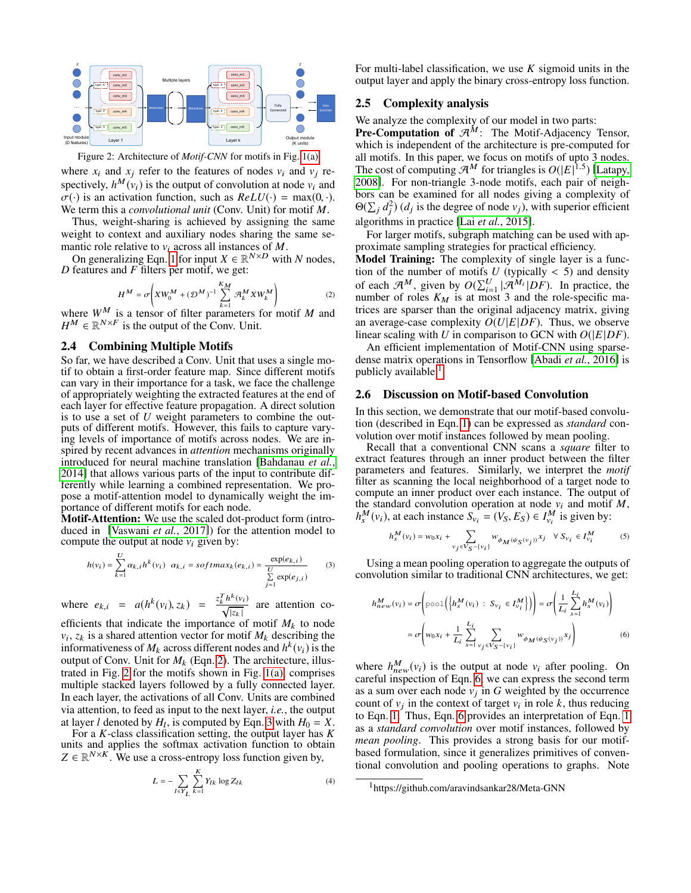Figure 2: Architecture of *Motif-CNN* for motifs in Fig. 1(a)

where $x_i$ and $x_j$ refer to the features of nodes $v_i$ and $v_j$ respectively, $h^M(v_i)$ is the output of convolution at node $v_i$ and $\sigma(\cdot)$ is an activation function, such as $ReLU(\cdot) = \max(0, \cdot)$. We term this a *convolutional unit* (Conv. Unit) for motif $M$.

Thus, weight-sharing is achieved by assigning the same weight to context and auxiliary nodes sharing the same semantic role relative to $v_i$ across all instances of $M$.

On generalizing Eqn. 1 for input $X \in \mathbb{R}^{N \times D}$ with $N$ nodes, $D$ features and $F$ filters per motif, we get:

$$H^M = \sigma\left(XW_0^M + (\mathcal{D}^M)^{-1} \sum_{k=1}^{K_M} \mathcal{A}_k^M X W_k^M\right) \tag{2}$$

where $W^M$ is a tensor of filter parameters for motif $M$ and $H^M \in \mathbb{R}^{N \times F}$ is the output of the Conv. Unit.

## 2.4 Combining Multiple Motifs

So far, we have described a Conv. Unit that uses a single motif to obtain a first-order feature map. Since different motifs can vary in their importance for a task, we face the challenge of appropriately weighting the extracted features at the end of each layer for effective feature propagation. A direct solution is to use a set of $U$ weight parameters to combine the outputs of different motifs. However, this fails to capture varying levels of importance of motifs across nodes. We are inspired by recent advances in *attention* mechanisms originally introduced for neural machine translation [Bahdanau *et al.*, 2014] that allows various parts of the input to contribute differently while learning a combined representation. We propose a motif-attention model to dynamically weight the importance of different motifs for each node.

**Motif-Attention:** We use the scaled dot-product form (introduced in [Vaswani *et al.*, 2017]) for the attention model to compute the output at node $v_i$ given by:

$$h(v_i) = \sum_{k=1}^{U} \alpha_{k,i} h^k(v_i) \quad \alpha_{k,i} = softmax_k(e_{k,i}) = \frac{\exp(e_{k,i})}{\sum_{j=1}^{U} \exp(e_{j,i})} \tag{3}$$

where $e_{k,i} = a(h^k(v_i), z_k) = \frac{z_k^T h^k(v_i)}{\sqrt{|z_k|}}$ are attention coefficients that indicate the importance of motif $M_k$ to node $v_i$, $z_k$ is a shared attention vector for motif $M_k$ describing the informativeness of $M_k$ across different nodes and $h^k(v_i)$ is the output of Conv. Unit for $M_k$ (Eqn. 2). The architecture, illustrated in Fig. 2 for the motifs shown in Fig. 1(a), comprises multiple stacked layers followed by a fully connected layer. In each layer, the activations of all Conv. Units are combined via attention, to feed as input to the next layer, *i.e.*, the output at layer $l$ denoted by $H_l$, is computed by Eqn. 3 with $H_0 = X$.

For a $K$-class classification setting, the output layer has $K$ units and applies the softmax activation function to obtain $Z \in \mathbb{R}^{N \times K}$. We use a cross-entropy loss function given by,

$$L = -\sum_{l \in Y_L} \sum_{k=1}^{K} Y_{lk} \log Z_{lk} \tag{4}$$

For multi-label classification, we use $K$ sigmoid units in the output layer and apply the binary cross-entropy loss function.

## 2.5 Complexity analysis

We analyze the complexity of our model in two parts:

**Pre-Computation of $\mathcal{A}^M$:** The Motif-Adjacency Tensor, which is independent of the architecture is pre-computed for all motifs. In this paper, we focus on motifs of upto 3 nodes. The cost of computing $\mathcal{A}^M$ for triangles is $O(|E|^{1.5})$ [Latapy, 2008]. For non-triangle 3-node motifs, each pair of neighbors can be examined for all nodes giving a complexity of $\Theta(\sum_j d_j^2)$ ($d_j$ is the degree of node $v_j$), with superior efficient algorithms in practice [Lai *et al.*, 2015].

For larger motifs, subgraph matching can be used with approximate sampling strategies for practical efficiency.

**Model Training:** The complexity of single layer is a function of the number of motifs $U$ (typically $< 5$) and density of each $\mathcal{A}^M$, given by $O(\sum_{i=1}^{U} |\mathcal{A}^{M_i}| DF)$. In practice, the number of roles $K_M$ is at most 3 and the role-specific matrices are sparser than the original adjacency matrix, giving an average-case complexity $O(U|E|DF)$. Thus, we observe linear scaling with $U$ in comparison to GCN with $O(|E|DF)$.

An efficient implementation of Motif-CNN using sparse-dense matrix operations in Tensorflow [Abadi *et al.*, 2016] is publicly available [1].

## 2.6 Discussion on Motif-based Convolution

In this section, we demonstrate that our motif-based convolution (described in Eqn. 1) can be expressed as *standard* convolution over motif instances followed by mean pooling.

Recall that a conventional CNN scans a *square* filter to extract features through an inner product between the filter parameters and features. Similarly, we interpret the *motif* filter as scanning the local neighborhood of a target node to compute an inner product over each instance. The output of the standard convolution operation at node $v_i$ and motif $M$, $h_s^M(v_i)$, at each instance $S_{v_i} = (V_S, E_S) \in I_{v_i}^M$ is given by:

$$h_s^M(v_i) = w_0 x_i + \sum_{v_j \in V_S - \{v_i\}} w_{\phi_M(\psi_S(v_j))} x_j \quad \forall\, S_{v_i} \in I_{v_i}^M \tag{5}$$

Using a mean pooling operation to aggregate the outputs of convolution similar to traditional CNN architectures, we get:

$$\begin{aligned} h_{new}^M(v_i) &= \sigma\left(\texttt{pool}\left(\left\{h_s^M(v_i) \;:\; S_{v_i} \in I_{v_i}^M\right\}\right)\right) = \sigma\left(\frac{1}{L_i} \sum_{s=1}^{L_i} h_s^M(v_i)\right) \\ &= \sigma\left(w_0 x_i + \frac{1}{L_i} \sum_{s=1}^{L_i} \sum_{v_j \in V_S - \{v_i\}} w_{\phi_M(\psi_S(v_j))} x_j\right) \end{aligned} \tag{6}$$

where $h_{new}^M(v_i)$ is the output at node $v_i$ after pooling. On careful inspection of Eqn. 6, we can express the second term as a sum over each node $v_j$ in $G$ weighted by the occurrence count of $v_j$ in the context of target $v_i$ in role $k$, thus reducing to Eqn. 1. Thus, Eqn. 6 provides an interpretation of Eqn. 1 as a *standard convolution* over motif instances, followed by *mean pooling*. This provides a strong basis for our motif-based formulation, since it generalizes primitives of conventional convolution and pooling operations to graphs. Note

[1] https://github.com/aravindsankar28/Meta-GNN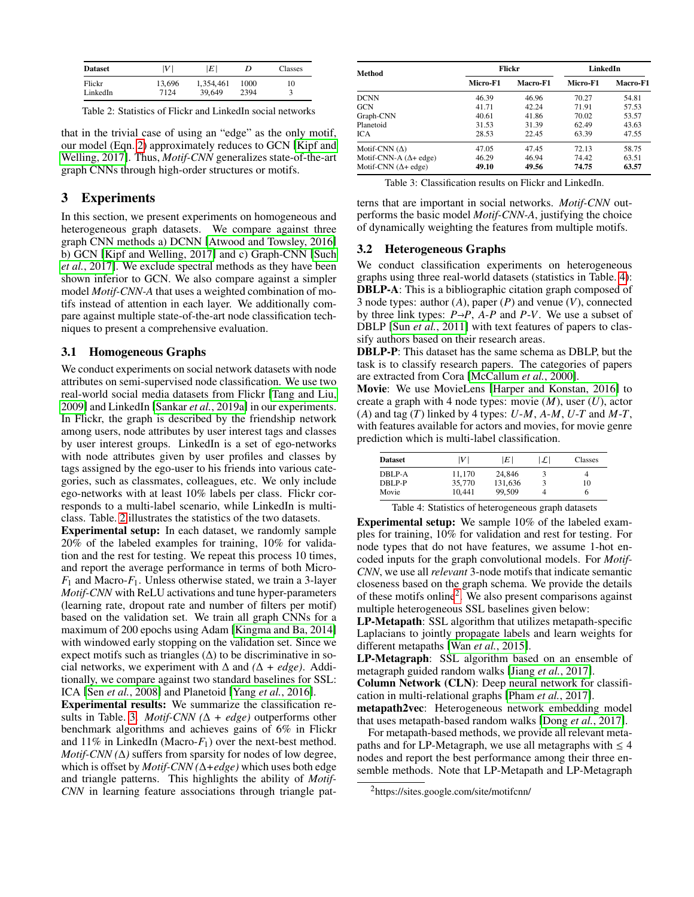| Dataset | $\|V\|$ | $\|E\|$ | $D$ | Classes |
|---|---|---|---|---|
| Flickr | 13,696 | 1,354,461 | 1000 | 10 |
| LinkedIn | 7124 | 39,649 | 2394 | 3 |

Table 2: Statistics of Flickr and LinkedIn social networks

that in the trivial case of using an "edge" as the only motif, our model (Eqn. 2) approximately reduces to GCN [Kipf and Welling, 2017]. Thus, *Motif-CNN* generalizes state-of-the-art graph CNNs through high-order structures or motifs.

## 3 Experiments

In this section, we present experiments on homogeneous and heterogeneous graph datasets. We compare against three graph CNN methods a) DCNN [Atwood and Towsley, 2016] b) GCN [Kipf and Welling, 2017] and c) Graph-CNN [Such *et al.*, 2017]. We exclude spectral methods as they have been shown inferior to GCN. We also compare against a simpler model *Motif-CNN-A* that uses a weighted combination of motifs instead of attention in each layer. We additionally compare against multiple state-of-the-art node classification techniques to present a comprehensive evaluation.

### 3.1 Homogeneous Graphs

We conduct experiments on social network datasets with node attributes on semi-supervised node classification. We use two real-world social media datasets from Flickr [Tang and Liu, 2009] and LinkedIn [Sankar *et al.*, 2019a] in our experiments. In Flickr, the graph is described by the friendship network among users, node attributes by user interest tags and classes by user interest groups. LinkedIn is a set of ego-networks with node attributes given by user profiles and classes by tags assigned by the ego-user to his friends into various categories, such as classmates, colleagues, etc. We only include ego-networks with at least 10% labels per class. Flickr corresponds to a multi-label scenario, while LinkedIn is multi-class. Table. 2 illustrates the statistics of the two datasets.

**Experimental setup:** In each dataset, we randomly sample 20% of the labeled examples for training, 10% for validation and the rest for testing. We repeat this process 10 times, and report the average performance in terms of both Micro-$F_1$ and Macro-$F_1$. Unless otherwise stated, we train a 3-layer *Motif-CNN* with ReLU activations and tune hyper-parameters (learning rate, dropout rate and number of filters per motif) based on the validation set. We train all graph CNNs for a maximum of 200 epochs using Adam [Kingma and Ba, 2014] with windowed early stopping on the validation set. Since we expect motifs such as triangles ($\Delta$) to be discriminative in social networks, we experiment with $\Delta$ and *($\Delta$ + edge)*. Additionally, we compare against two standard baselines for SSL: ICA [Sen *et al.*, 2008] and Planetoid [Yang *et al.*, 2016].

**Experimental results:** We summarize the classification results in Table. 3. *Motif-CNN ($\Delta$ + edge)* outperforms other benchmark algorithms and achieves gains of 6% in Flickr and 11% in LinkedIn (Macro-$F_1$) over the next-best method. *Motif-CNN ($\Delta$)* suffers from sparsity for nodes of low degree, which is offset by *Motif-CNN ($\Delta$+edge)* which uses both edge and triangle patterns. This highlights the ability of *Motif-CNN* in learning feature associations through triangle patterns that are important in social networks. *Motif-CNN* outperforms the basic model *Motif-CNN-A*, justifying the choice of dynamically weighting the features from multiple motifs.

| Method | Flickr | | LinkedIn | |
|---|---|---|---|---|
| | Micro-F1 | Macro-F1 | Micro-F1 | Macro-F1 |
| DCNN | 46.39 | 46.96 | 70.27 | 54.81 |
| GCN | 41.71 | 42.24 | 71.91 | 57.53 |
| Graph-CNN | 40.61 | 41.86 | 70.02 | 53.57 |
| Planetoid | 31.53 | 31.39 | 62.49 | 43.63 |
| ICA | 28.53 | 22.45 | 63.39 | 47.55 |
| Motif-CNN ($\Delta$) | 47.05 | 47.45 | 72.13 | 58.75 |
| Motif-CNN-A ($\Delta$+ edge) | 46.29 | 46.94 | 74.42 | 63.51 |
| Motif-CNN ($\Delta$+ edge) | **49.10** | **49.56** | **74.75** | **63.57** |

Table 3: Classification results on Flickr and LinkedIn.

### 3.2 Heterogeneous Graphs

We conduct classification experiments on heterogeneous graphs using three real-world datasets (statistics in Table. 4): **DBLP-A**: This is a bibliographic citation graph composed of 3 node types: author ($A$), paper ($P$) and venue ($V$), connected by three link types: $P$→$P$, $A$-$P$ and $P$-$V$. We use a subset of DBLP [Sun *et al.*, 2011] with text features of papers to classify authors based on their research areas.

**DBLP-P**: This dataset has the same schema as DBLP, but the task is to classify research papers. The categories of papers are extracted from Cora [McCallum *et al.*, 2000].

**Movie**: We use MovieLens [Harper and Konstan, 2016] to create a graph with 4 node types: movie ($M$), user ($U$), actor ($A$) and tag ($T$) linked by 4 types: $U$-$M$, $A$-$M$, $U$-$T$ and $M$-$T$, with features available for actors and movies, for movie genre prediction which is multi-label classification.

| Dataset | $\|V\|$ | $\|E\|$ | $\|\mathcal{L}\|$ | Classes |
|---|---|---|---|---|
| DBLP-A | 11,170 | 24,846 | 3 | 4 |
| DBLP-P | 35,770 | 131,636 | 3 | 10 |
| Movie | 10,441 | 99,509 | 4 | 6 |

Table 4: Statistics of heterogeneous graph datasets

**Experimental setup:** We sample 10% of the labeled examples for training, 10% for validation and rest for testing. For node types that do not have features, we assume 1-hot encoded inputs for the graph convolutional models. For *Motif-CNN*, we use all *relevant* 3-node motifs that indicate semantic closeness based on the graph schema. We provide the details of these motifs online[2]. We also present comparisons against multiple heterogeneous SSL baselines given below:

**LP-Metapath**: SSL algorithm that utilizes metapath-specific Laplacians to jointly propagate labels and learn weights for different metapaths [Wan *et al.*, 2015].

**LP-Metagraph**: SSL algorithm based on an ensemble of metagraph guided random walks [Jiang *et al.*, 2017].

**Column Network (CLN)**: Deep neural network for classification in multi-relational graphs [Pham *et al.*, 2017].

**metapath2vec**: Heterogeneous network embedding model that uses metapath-based random walks [Dong *et al.*, 2017].

For metapath-based methods, we provide all relevant metapaths and for LP-Metagraph, we use all metagraphs with $\leq 4$ nodes and report the best performance among their three ensemble methods. Note that LP-Metapath and LP-Metagraph

[2] https://sites.google.com/site/motifcnn/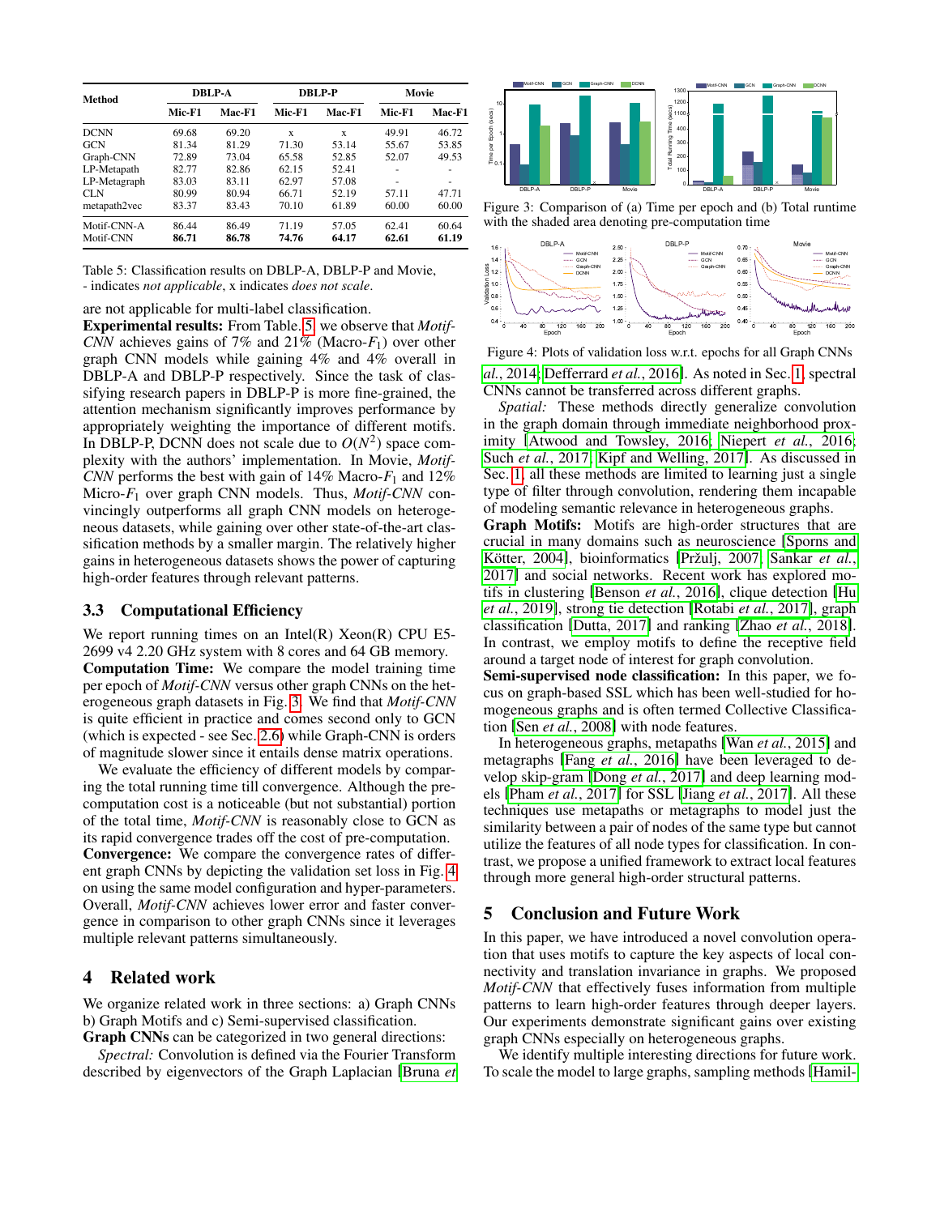| Method | DBLP-A | | DBLP-P | | Movie | |
|---|---|---|---|---|---|---|
| | Mic-F1 | Mac-F1 | Mic-F1 | Mac-F1 | Mic-F1 | Mac-F1 |
| DCNN | 69.68 | 69.20 | x | x | 49.91 | 46.72 |
| GCN | 81.34 | 81.29 | 71.30 | 53.14 | 55.67 | 53.85 |
| Graph-CNN | 72.89 | 73.04 | 65.58 | 52.85 | 52.07 | 49.53 |
| LP-Metapath | 82.77 | 82.86 | 62.15 | 52.41 | - | - |
| LP-Metagraph | 83.03 | 83.11 | 62.97 | 57.08 | - | - |
| CLN | 80.99 | 80.94 | 66.71 | 52.19 | 57.11 | 47.71 |
| metapath2vec | 83.37 | 83.43 | 70.10 | 61.89 | 60.00 | 60.00 |
| Motif-CNN-A | 86.44 | 86.49 | 71.19 | 57.05 | 62.41 | 60.64 |
| Motif-CNN | **86.71** | **86.78** | **74.76** | **64.17** | **62.61** | **61.19** |

Table 5: Classification results on DBLP-A, DBLP-P and Movie, - indicates *not applicable*, x indicates *does not scale*.

are not applicable for multi-label classification.

**Experimental results:** From Table 5, we observe that *Motif-CNN* achieves gains of 7% and 21% (Macro-$F_1$) over other graph CNN models while gaining 4% and 4% overall in DBLP-A and DBLP-P respectively. Since the task of classifying research papers in DBLP-P is more fine-grained, the attention mechanism significantly improves performance by appropriately weighting the importance of different motifs. In DBLP-P, DCNN does not scale due to $O(N^2)$ space complexity with the authors' implementation. In Movie, *Motif-CNN* performs the best with gain of 14% Macro-$F_1$ and 12% Micro-$F_1$ over graph CNN models. Thus, *Motif-CNN* convincingly outperforms all graph CNN models on heterogeneous datasets, while gaining over other state-of-the-art classification methods by a smaller margin. The relatively higher gains in heterogeneous datasets shows the power of capturing high-order features through relevant patterns.

### 3.3 Computational Efficiency

We report running times on an Intel(R) Xeon(R) CPU E5-2699 v4 2.20 GHz system with 8 cores and 64 GB memory.

**Computation Time:** We compare the model training time per epoch of *Motif-CNN* versus other graph CNNs on the heterogeneous graph datasets in Fig. 3. We find that *Motif-CNN* is quite efficient in practice and comes second only to GCN (which is expected - see Sec. 2.6) while Graph-CNN is orders of magnitude slower since it entails dense matrix operations.

We evaluate the efficiency of different models by comparing the total running time till convergence. Although the pre-computation cost is a noticeable (but not substantial) portion of the total time, *Motif-CNN* is reasonably close to GCN as its rapid convergence trades off the cost of pre-computation.

**Convergence:** We compare the convergence rates of different graph CNNs by depicting the validation set loss in Fig. 4 on using the same model configuration and hyper-parameters. Overall, *Motif-CNN* achieves lower error and faster convergence in comparison to other graph CNNs since it leverages multiple relevant patterns simultaneously.

Figure 3: Comparison of (a) Time per epoch and (b) Total runtime with the shaded area denoting pre-computation time

Figure 4: Plots of validation loss w.r.t. epochs for all Graph CNNs

## 4 Related work

We organize related work in three sections: a) Graph CNNs b) Graph Motifs and c) Semi-supervised classification.

**Graph CNNs** can be categorized in two general directions:

*Spectral:* Convolution is defined via the Fourier Transform described by eigenvectors of the Graph Laplacian [Bruna *et al.*, 2014; Defferrard *et al.*, 2016]. As noted in Sec. 1, spectral CNNs cannot be transferred across different graphs.

*Spatial:* These methods directly generalize convolution in the graph domain through immediate neighborhood proximity [Atwood and Towsley, 2016; Niepert *et al.*, 2016; Such *et al.*, 2017; Kipf and Welling, 2017]. As discussed in Sec. 1, all these methods are limited to learning just a single type of filter through convolution, rendering them incapable of modeling semantic relevance in heterogeneous graphs.

**Graph Motifs:** Motifs are high-order structures that are crucial in many domains such as neuroscience [Sporns and Kötter, 2004], bioinformatics [Pržulj, 2007; Sankar *et al.*, 2017] and social networks. Recent work has explored motifs in clustering [Benson *et al.*, 2016], clique detection [Hu *et al.*, 2019], strong tie detection [Rotabi *et al.*, 2017], graph classification [Dutta, 2017] and ranking [Zhao *et al.*, 2018]. In contrast, we employ motifs to define the receptive field around a target node of interest for graph convolution.

**Semi-supervised node classification:** In this paper, we focus on graph-based SSL which has been well-studied for homogeneous graphs and is often termed Collective Classification [Sen *et al.*, 2008] with node features.

In heterogeneous graphs, metapaths [Wan *et al.*, 2015] and metagraphs [Fang *et al.*, 2016] have been leveraged to develop skip-gram [Dong *et al.*, 2017] and deep learning models [Pham *et al.*, 2017] for SSL [Jiang *et al.*, 2017]. All these techniques use metapaths or metagraphs to model just the similarity between a pair of nodes of the same type but cannot utilize the features of all node types for classification. In contrast, we propose a unified framework to extract local features through more general high-order structural patterns.

## 5 Conclusion and Future Work

In this paper, we have introduced a novel convolution operation that uses motifs to capture the key aspects of local connectivity and translation invariance in graphs. We proposed *Motif-CNN* that effectively fuses information from multiple patterns to learn high-order features through deeper layers. Our experiments demonstrate significant gains over existing graph CNNs especially on heterogeneous graphs.

We identify multiple interesting directions for future work. To scale the model to large graphs, sampling methods [Hamil-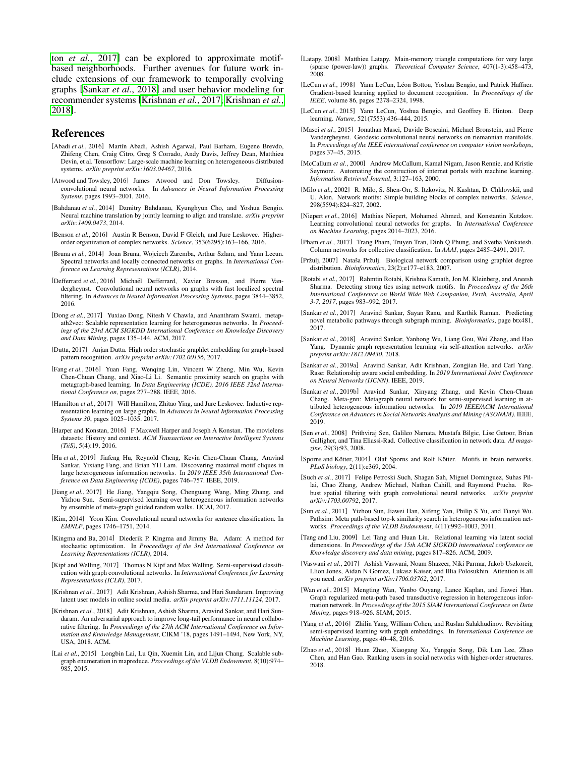ton *et al.*, 2017] can be explored to approximate motif-based neighborhoods. Further avenues for future work include extensions of our framework to temporally evolving graphs [Sankar *et al.*, 2018] and user behavior modeling for recommender systems [Krishnan *et al.*, 2017; Krishnan *et al.*, 2018].

## References

[Abadi *et al.*, 2016] Martín Abadi, Ashish Agarwal, Paul Barham, Eugene Brevdo, Zhifeng Chen, Craig Citro, Greg S Corrado, Andy Davis, Jeffrey Dean, Matthieu Devin, et al. Tensorflow: Large-scale machine learning on heterogeneous distributed systems. *arXiv preprint arXiv:1603.04467*, 2016.

[Atwood and Towsley, 2016] James Atwood and Don Towsley. Diffusion-convolutional neural networks. In *Advances in Neural Information Processing Systems*, pages 1993–2001, 2016.

[Bahdanau *et al.*, 2014] Dzmitry Bahdanau, Kyunghyun Cho, and Yoshua Bengio. Neural machine translation by jointly learning to align and translate. *arXiv preprint arXiv:1409.0473*, 2014.

[Benson *et al.*, 2016] Austin R Benson, David F Gleich, and Jure Leskovec. Higher-order organization of complex networks. *Science*, 353(6295):163–166, 2016.

[Bruna *et al.*, 2014] Joan Bruna, Wojciech Zaremba, Arthur Szlam, and Yann Lecun. Spectral networks and locally connected networks on graphs. In *International Conference on Learning Representations (ICLR)*, 2014.

[Defferrard *et al.*, 2016] Michaël Defferrard, Xavier Bresson, and Pierre Vandergheynst. Convolutional neural networks on graphs with fast localized spectral filtering. In *Advances in Neural Information Processing Systems*, pages 3844–3852, 2016.

[Dong *et al.*, 2017] Yuxiao Dong, Nitesh V Chawla, and Ananthram Swami. metapath2vec: Scalable representation learning for heterogeneous networks. In *Proceedings of the 23rd ACM SIGKDD International Conference on Knowledge Discovery and Data Mining*, pages 135–144. ACM, 2017.

[Dutta, 2017] Anjan Dutta. High order stochastic graphlet embedding for graph-based pattern recognition. *arXiv preprint arXiv:1702.00156*, 2017.

[Fang *et al.*, 2016] Yuan Fang, Wenqing Lin, Vincent W Zheng, Min Wu, Kevin Chen-Chuan Chang, and Xiao-Li Li. Semantic proximity search on graphs with metagraph-based learning. In *Data Engineering (ICDE), 2016 IEEE 32nd International Conference on*, pages 277–288. IEEE, 2016.

[Hamilton *et al.*, 2017] Will Hamilton, Zhitao Ying, and Jure Leskovec. Inductive representation learning on large graphs. In *Advances in Neural Information Processing Systems 30*, pages 1025–1035. 2017.

[Harper and Konstan, 2016] F Maxwell Harper and Joseph A Konstan. The movielens datasets: History and context. *ACM Transactions on Interactive Intelligent Systems (TiiS)*, 5(4):19, 2016.

[Hu *et al.*, 2019] Jiafeng Hu, Reynold Cheng, Kevin Chen-Chuan Chang, Aravind Sankar, Yixiang Fang, and Brian YH Lam. Discovering maximal motif cliques in large heterogeneous information networks. In *2019 IEEE 35th International Conference on Data Engineering (ICDE)*, pages 746–757. IEEE, 2019.

[Jiang *et al.*, 2017] He Jiang, Yangqiu Song, Chenguang Wang, Ming Zhang, and Yizhou Sun. Semi-supervised learning over heterogeneous information networks by ensemble of meta-graph guided random walks. IJCAI, 2017.

[Kim, 2014] Yoon Kim. Convolutional neural networks for sentence classification. In *EMNLP*, pages 1746–1751, 2014.

[Kingma and Ba, 2014] Diederik P. Kingma and Jimmy Ba. Adam: A method for stochastic optimization. In *Proceedings of the 3rd International Conference on Learning Representations (ICLR)*, 2014.

[Kipf and Welling, 2017] Thomas N Kipf and Max Welling. Semi-supervised classification with graph convolutional networks. In *International Conference for Learning Representations (ICLR)*, 2017.

[Krishnan *et al.*, 2017] Adit Krishnan, Ashish Sharma, and Hari Sundaram. Improving latent user models in online social media. *arXiv preprint arXiv:1711.11124*, 2017.

[Krishnan *et al.*, 2018] Adit Krishnan, Ashish Sharma, Aravind Sankar, and Hari Sundaram. An adversarial approach to improve long-tail performance in neural collaborative filtering. In *Proceedings of the 27th ACM International Conference on Information and Knowledge Management*, CIKM '18, pages 1491–1494, New York, NY, USA, 2018. ACM.

[Lai *et al.*, 2015] Longbin Lai, Lu Qin, Xuemin Lin, and Lijun Chang. Scalable subgraph enumeration in mapreduce. *Proceedings of the VLDB Endowment*, 8(10):974–985, 2015.

[Latapy, 2008] Matthieu Latapy. Main-memory triangle computations for very large (sparse (power-law)) graphs. *Theoretical Computer Science*, 407(1-3):458–473, 2008.

[LeCun *et al.*, 1998] Yann LeCun, Léon Bottou, Yoshua Bengio, and Patrick Haffner. Gradient-based learning applied to document recognition. In *Proceedings of the IEEE*, volume 86, pages 2278–2324, 1998.

[LeCun *et al.*, 2015] Yann LeCun, Yoshua Bengio, and Geoffrey E. Hinton. Deep learning. *Nature*, 521(7553):436–444, 2015.

[Masci *et al.*, 2015] Jonathan Masci, Davide Boscaini, Michael Bronstein, and Pierre Vandergheynst. Geodesic convolutional neural networks on riemannian manifolds. In *Proceedings of the IEEE international conference on computer vision workshops*, pages 37–45, 2015.

[McCallum *et al.*, 2000] Andrew McCallum, Kamal Nigam, Jason Rennie, and Kristie Seymore. Automating the construction of internet portals with machine learning. *Information Retrieval Journal*, 3:127–163, 2000.

[Milo *et al.*, 2002] R. Milo, S. Shen-Orr, S. Itzkovitz, N. Kashtan, D. Chklovskii, and U. Alon. Network motifs: Simple building blocks of complex networks. *Science*, 298(5594):824–827, 2002.

[Niepert *et al.*, 2016] Mathias Niepert, Mohamed Ahmed, and Konstantin Kutzkov. Learning convolutional neural networks for graphs. In *International Conference on Machine Learning*, pages 2014–2023, 2016.

[Pham *et al.*, 2017] Trang Pham, Truyen Tran, Dinh Q Phung, and Svetha Venkatesh. Column networks for collective classification. In *AAAI*, pages 2485–2491, 2017.

[Pržulj, 2007] Nataša Pržulj. Biological network comparison using graphlet degree distribution. *Bioinformatics*, 23(2):e177–e183, 2007.

[Rotabi *et al.*, 2017] Rahmtin Rotabi, Krishna Kamath, Jon M. Kleinberg, and Aneesh Sharma. Detecting strong ties using network motifs. In *Proceedings of the 26th International Conference on World Wide Web Companion, Perth, Australia, April 3-7, 2017*, pages 983–992, 2017.

[Sankar *et al.*, 2017] Aravind Sankar, Sayan Ranu, and Karthik Raman. Predicting novel metabolic pathways through subgraph mining. *Bioinformatics*, page btx481, 2017.

[Sankar *et al.*, 2018] Aravind Sankar, Yanhong Wu, Liang Gou, Wei Zhang, and Hao Yang. Dynamic graph representation learning via self-attention networks. *arXiv preprint arXiv:1812.09430*, 2018.

[Sankar *et al.*, 2019a] Aravind Sankar, Adit Krishnan, Zongjian He, and Carl Yang. Rase: Relationship aware social embedding. In *2019 International Joint Conference on Neural Networks (IJCNN)*. IEEE, 2019.

[Sankar *et al.*, 2019b] Aravind Sankar, Xinyang Zhang, and Kevin Chen-Chuan Chang. Meta-gnn: Metagraph neural network for semi-supervised learning in attributed heterogeneous information networks. In *2019 IEEE/ACM International Conference on Advances in Social Networks Analysis and Mining (ASONAM)*. IEEE, 2019.

[Sen *et al.*, 2008] Prithviraj Sen, Galileo Namata, Mustafa Bilgic, Lise Getoor, Brian Galligher, and Tina Eliassi-Rad. Collective classification in network data. *AI magazine*, 29(3):93, 2008.

[Sporns and Kötter, 2004] Olaf Sporns and Rolf Kötter. Motifs in brain networks. *PLoS biology*, 2(11):e369, 2004.

[Such *et al.*, 2017] Felipe Petroski Such, Shagan Sah, Miguel Dominguez, Suhas Pillai, Chao Zhang, Andrew Michael, Nathan Cahill, and Raymond Ptucha. Robust spatial filtering with graph convolutional neural networks. *arXiv preprint arXiv:1703.00792*, 2017.

[Sun *et al.*, 2011] Yizhou Sun, Jiawei Han, Xifeng Yan, Philip S Yu, and Tianyi Wu. Pathsim: Meta path-based top-k similarity search in heterogeneous information networks. *Proceedings of the VLDB Endowment*, 4(11):992–1003, 2011.

[Tang and Liu, 2009] Lei Tang and Huan Liu. Relational learning via latent social dimensions. In *Proceedings of the 15th ACM SIGKDD international conference on Knowledge discovery and data mining*, pages 817–826. ACM, 2009.

[Vaswani *et al.*, 2017] Ashish Vaswani, Noam Shazeer, Niki Parmar, Jakob Uszkoreit, Llion Jones, Aidan N Gomez, Lukasz Kaiser, and Illia Polosukhin. Attention is all you need. *arXiv preprint arXiv:1706.03762*, 2017.

[Wan *et al.*, 2015] Mengting Wan, Yunbo Ouyang, Lance Kaplan, and Jiawei Han. Graph regularized meta-path based transductive regression in heterogeneous information network. In *Proceedings of the 2015 SIAM International Conference on Data Mining*, pages 918–926. SIAM, 2015.

[Yang *et al.*, 2016] Zhilin Yang, William Cohen, and Ruslan Salakhudinov. Revisiting semi-supervised learning with graph embeddings. In *International Conference on Machine Learning*, pages 40–48, 2016.

[Zhao *et al.*, 2018] Huan Zhao, Xiaogang Xu, Yangqiu Song, Dik Lun Lee, Zhao Chen, and Han Gao. Ranking users in social networks with higher-order structures. 2018.